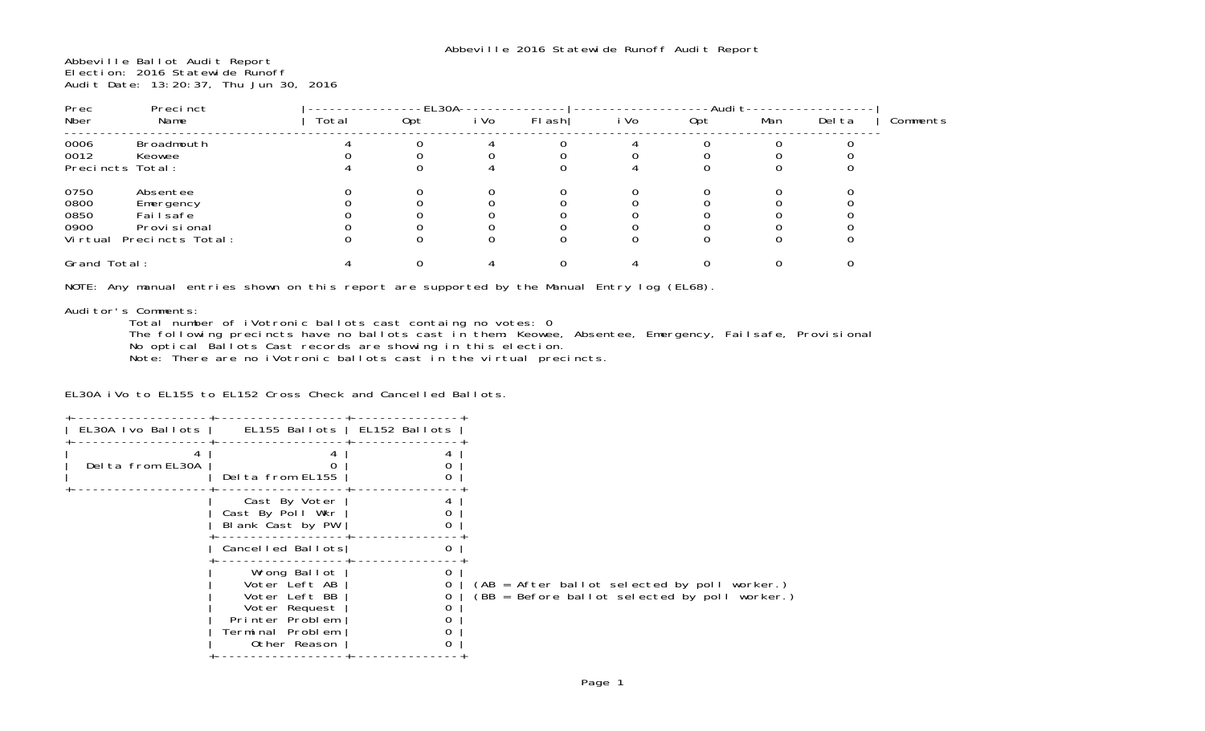# Abbeville 2016 Statewide Runoff Audit Report

Abbeville Ballot Audit Report
Election: 2016 Statewide Runoff
Audit Date: 13:20:37, Thu Jun 30, 2016

| Prec Nber | Precinct Name | EL30A Total | EL30A Opt | EL30A iVo | EL30A Flash | Audit iVo | Audit Opt | Audit Man | Audit Delta | Comments |
|---|---|---|---|---|---|---|---|---|---|---|
| 0006 | Broadmouth | 4 | 0 | 4 | 0 | 4 | 0 | 0 | 0 | |
| 0012 | Keowee | 0 | 0 | 0 | 0 | 0 | 0 | 0 | 0 | |
| Precincts Total: | | 4 | 0 | 4 | 0 | 4 | 0 | 0 | 0 | |
| 0750 | Absentee | 0 | 0 | 0 | 0 | 0 | 0 | 0 | 0 | |
| 0800 | Emergency | 0 | 0 | 0 | 0 | 0 | 0 | 0 | 0 | |
| 0850 | Failsafe | 0 | 0 | 0 | 0 | 0 | 0 | 0 | 0 | |
| 0900 | Provisional | 0 | 0 | 0 | 0 | 0 | 0 | 0 | 0 | |
| Virtual Precincts Total: | | 0 | 0 | 0 | 0 | 0 | 0 | 0 | 0 | |
| Grand Total: | | 4 | 0 | 4 | 0 | 4 | 0 | 0 | 0 | |

NOTE: Any manual entries shown on this report are supported by the Manual Entry log (EL68).

Auditor's Comments:

Total number of iVotronic ballots cast containg no votes: 0
The following precincts have no ballots cast in them: Keowee, Absentee, Emergency, Failsafe, Provisional
No optical Ballots Cast records are showing in this election.
Note: There are no iVotronic ballots cast in the virtual precincts.

EL30A iVo to EL155 to EL152 Cross Check and Cancelled Ballots.

| EL30A Ivo Ballots | EL155 Ballots | EL152 Ballots |
|---|---|---|
| 4 | 4 | 4 |
| Delta from EL30A | 0 | 0 |
| | Delta from EL155 | 0 |
| | Cast By Voter | 4 |
| | Cast By Poll Wkr | 0 |
| | Blank Cast by PW | 0 |
| | Cancelled Ballots | 0 |
| | Wrong Ballot | 0 |
| | Voter Left AB | 0 |
| | Voter Left BB | 0 |
| | Voter Request | 0 |
| | Printer Problem | 0 |
| | Terminal Problem | 0 |
| | Other Reason | 0 |

(AB = After ballot selected by poll worker.)
(BB = Before ballot selected by poll worker.)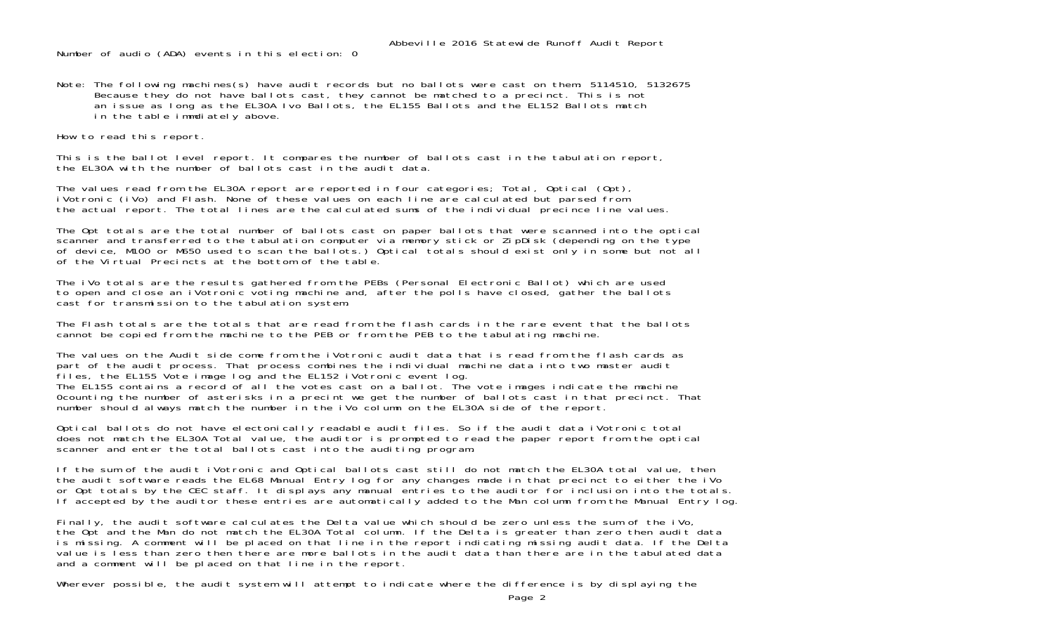Number of audio (ADA) events in this election: 0

Note: The following machines(s) have audit records but no ballots were cast on them: 5114510, 5132675
Because they do not have ballots cast, they cannot be matched to a precinct. This is not an issue as long as the EL30A Ivo Ballots, the EL155 Ballots and the EL152 Ballots match in the table immdiately above.

How to read this report.

This is the ballot level report. It compares the number of ballots cast in the tabulation report, the EL30A with the number of ballots cast in the audit data.

The values read from the EL30A report are reported in four categories; Total, Optical (Opt), iVotronic (iVo) and Flash. None of these values on each line are calculated but parsed from the actual report. The total lines are the calculated sums of the individual precince line values.

The Opt totals are the total number of ballots cast on paper ballots that were scanned into the optical scanner and transferred to the tabulation computer via memory stick or ZipDisk (depending on the type of device, M100 or M650 used to scan the ballots.) Optical totals should exist only in some but not all of the Virtual Precincts at the bottom of the table.

The iVo totals are the results gathered from the PEBs (Personal Electronic Ballot) which are used to open and close an iVotronic voting machine and, after the polls have closed, gather the ballots cast for transmission to the tabulation system.

The Flash totals are the totals that are read from the flash cards in the rare event that the ballots cannot be copied from the machine to the PEB or from the PEB to the tabulating machine.

The values on the Audit side come from the iVotronic audit data that is read from the flash cards as part of the audit process. That process combines the individual machine data into two master audit files, the EL155 Vote image log and the EL152 iVotronic event log.
The EL155 contains a record of all the votes cast on a ballot. The vote images indicate the machine 0counting the number of asterisks in a precint we get the number of ballots cast in that precinct. That number should always match the number in the iVo column on the EL30A side of the report.

Optical ballots do not have electonically readable audit files. So if the audit data iVotronic total does not match the EL30A Total value, the auditor is prompted to read the paper report from the optical scanner and enter the total ballots cast into the auditing program.

If the sum of the audit iVotronic and Optical ballots cast still do not match the EL30A total value, then the audit software reads the EL68 Manual Entry log for any changes made in that precinct to either the iVo or Opt totals by the CEC staff. It displays any manual entries to the auditor for inclusion into the totals. If accepted by the auditor these entries are automatically added to the Man column from the Manual Entry log.

Finally, the audit software calculates the Delta value which should be zero unless the sum of the iVo, the Opt and the Man do not match the EL30A Total column. If the Delta is greater than zero then audit data is missing. A comment will be placed on that line in the report indicating missing audit data. If the Delta value is less than zero then there are more ballots in the audit data than there are in the tabulated data and a comment will be placed on that line in the report.

Wherever possible, the audit system will attempt to indicate where the difference is by displaying the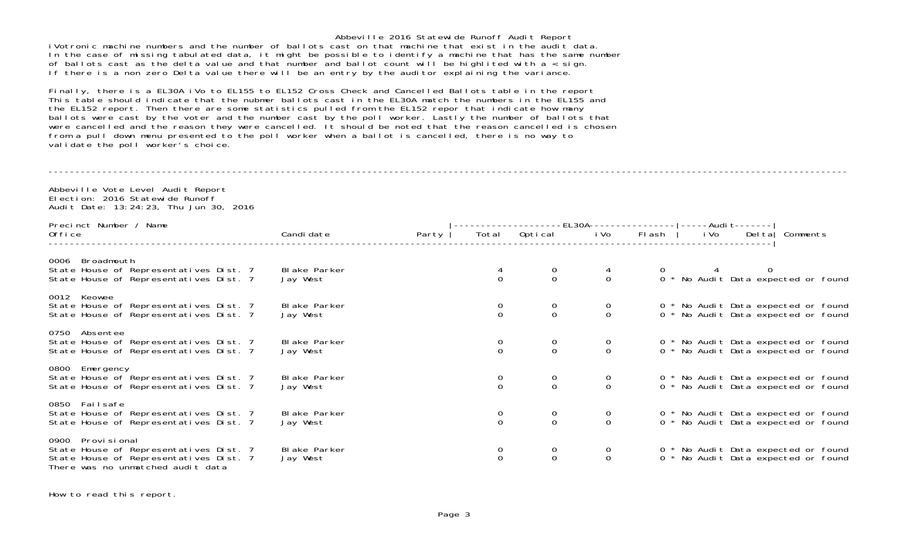Abbeville 2016 Statewide Runoff Audit Report

iVotronic machine numbers and the number of ballots cast on that machine that exist in the audit data. In the case of missing tabulated data, it might be possible to identify a machine that has the same number of ballots cast as the delta value and that number and ballot count will be highlited with a < sign. If there is a non zero Delta value there will be an entry by the auditor explaining the variance.

Finally, there is a EL30A iVo to EL155 to EL152 Cross Check and Cancelled Ballots table in the report This table should indicate that the nubmer ballots cast in the EL30A match the numbers in the EL155 and the EL152 report. Then there are some statistics pulled from the EL152 repor that indicate how many ballots were cast by the voter and the number cast by the poll worker. Lastly the number of ballots that were cancelled and the reason they were cancelled. It should be noted that the reason cancelled is chosen from a pull down menu presented to the poll worker when a ballot is cancelled, there is no way to validate the poll worker's choice.

---

Abbeville Vote Level Audit Report
Election: 2016 Statewide Runoff
Audit Date: 13:24:23, Thu Jun 30, 2016

| Precinct Number / Name<br>Office | Candidate | Party | EL30A<br>Total | <br>Optical | <br>iVo | <br>Flash | Audit<br>iVo | <br>Delta | Comments |
|---|---|---|---|---|---|---|---|---|---|
| **0006 Broadmouth** | | | | | | | | | |
| State House of Representatives Dist. 7 | Blake Parker | | 4 | 0 | 4 | 0 | 4 | 0 | |
| State House of Representatives Dist. 7 | Jay West | | 0 | 0 | 0 | 0 * | | | No Audit Data expected or found |
| **0012 Keowee** | | | | | | | | | |
| State House of Representatives Dist. 7 | Blake Parker | | 0 | 0 | 0 | 0 * | | | No Audit Data expected or found |
| State House of Representatives Dist. 7 | Jay West | | 0 | 0 | 0 | 0 * | | | No Audit Data expected or found |
| **0750 Absentee** | | | | | | | | | |
| State House of Representatives Dist. 7 | Blake Parker | | 0 | 0 | 0 | 0 * | | | No Audit Data expected or found |
| State House of Representatives Dist. 7 | Jay West | | 0 | 0 | 0 | 0 * | | | No Audit Data expected or found |
| **0800 Emergency** | | | | | | | | | |
| State House of Representatives Dist. 7 | Blake Parker | | 0 | 0 | 0 | 0 * | | | No Audit Data expected or found |
| State House of Representatives Dist. 7 | Jay West | | 0 | 0 | 0 | 0 * | | | No Audit Data expected or found |
| **0850 Failsafe** | | | | | | | | | |
| State House of Representatives Dist. 7 | Blake Parker | | 0 | 0 | 0 | 0 * | | | No Audit Data expected or found |
| State House of Representatives Dist. 7 | Jay West | | 0 | 0 | 0 | 0 * | | | No Audit Data expected or found |
| **0900 Provisional** | | | | | | | | | |
| State House of Representatives Dist. 7 | Blake Parker | | 0 | 0 | 0 | 0 * | | | No Audit Data expected or found |
| State House of Representatives Dist. 7 | Jay West | | 0 | 0 | 0 | 0 * | | | No Audit Data expected or found |

There was no unmatched audit data

How to read this report.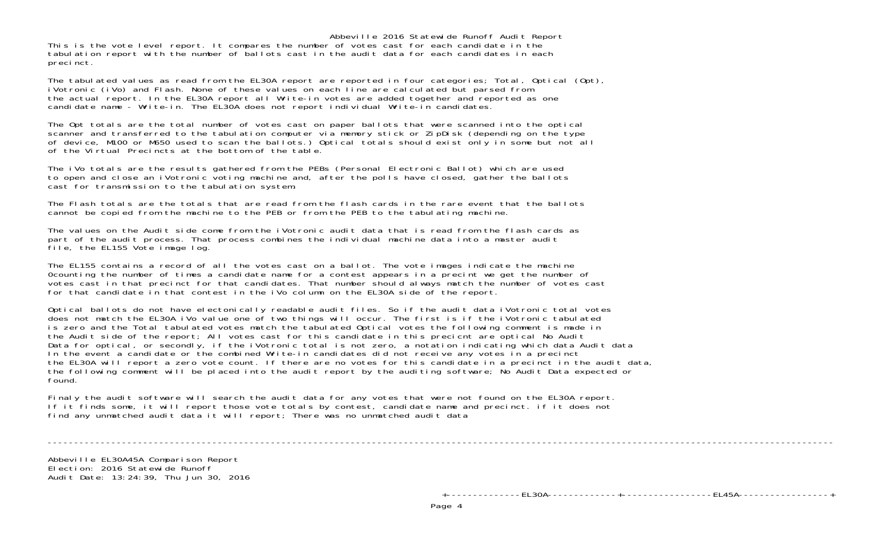# Abbeville 2016 Statewide Runoff Audit Report

This is the vote level report. It compares the number of votes cast for each candidate in the tabulation report with the number of ballots cast in the audit data for each candidates in each precinct.

The tabulated values as read from the EL30A report are reported in four categories; Total, Optical (Opt), iVotronic (iVo) and Flash. None of these values on each line are calculated but parsed from the actual report. In the EL30A report all Write-in votes are added together and reported as one candidate name - Write-in. The EL30A does not report individual Write-in candidates.

The Opt totals are the total number of votes cast on paper ballots that were scanned into the optical scanner and transferred to the tabulation computer via memory stick or ZipDisk (depending on the type of device, M100 or M650 used to scan the ballots.) Optical totals should exist only in some but not all of the Virtual Precincts at the bottom of the table.

The iVo totals are the results gathered from the PEBs (Personal Electronic Ballot) which are used to open and close an iVotronic voting machine and, after the polls have closed, gather the ballots cast for transmission to the tabulation system.

The Flash totals are the totals that are read from the flash cards in the rare event that the ballots cannot be copied from the machine to the PEB or from the PEB to the tabulating machine.

The values on the Audit side come from the iVotronic audit data that is read from the flash cards as part of the audit process. That process combines the individual machine data into a master audit file, the EL155 Vote image log.

The EL155 contains a record of all the votes cast on a ballot. The vote images indicate the machine 0counting the number of times a candidate name for a contest appears in a precint we get the number of votes cast in that precinct for that candidates. That number should always match the number of votes cast for that candidate in that contest in the iVo column on the EL30A side of the report.

Optical ballots do not have electonically readable audit files. So if the audit data iVotronic total votes does not match the EL30A iVo value one of two things will occur. The first is if the iVotronic tabulated is zero and the Total tabulated votes match the tabulated Optical votes the following comment is made in the Audit side of the report; All votes cast for this candidate in this precicnt are optical No Audit Data for optical, or secondly, if the iVotronic total is not zero, a notation indicating which data Audit data In the event a candidate or the combined Write-in candidates did not receive any votes in a precinct the EL30A will report a zero vote count. If there are no votes for this candidate in a precinct in the audit data, the following comment will be placed into the audit report by the auditing software; No Audit Data expected or found.

Finaly the audit software will search the audit data for any votes that were not found on the EL30A report. If it finds some, it will report those vote totals by contest, candidate name and precinct. if it does not find any unmatched audit data it will report; There was no unmatched audit data

---

Abbeville EL30A45A Comparison Report
Election: 2016 Statewide Runoff
Audit Date: 13:24:39, Thu Jun 30, 2016

+--------------EL30A--------------+-----------------EL45A-----------------+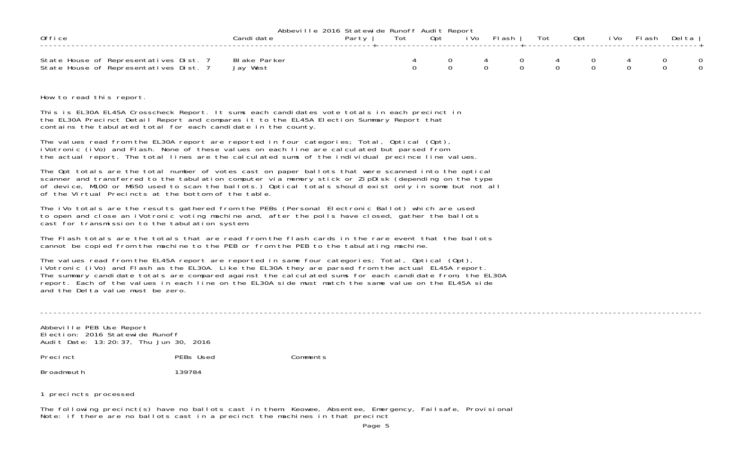Abbeville 2016 Statewide Runoff Audit Report

| Office | Candidate | Party | Tot | Opt | iVo | Flash | Tot | Opt | iVo | Flash | Delta |
|---|---|---|---|---|---|---|---|---|---|---|---|
| State House of Representatives Dist. 7 | Blake Parker | | 4 | 0 | 4 | 0 | 4 | 0 | 4 | 0 | 0 |
| State House of Representatives Dist. 7 | Jay West | | 0 | 0 | 0 | 0 | 0 | 0 | 0 | 0 | 0 |

How to read this report.

This is EL30A EL45A Crosscheck Report. It sums each candidates vote totals in each precinct in the EL30A Precinct Detail Report and compares it to the EL45A Election Summary Report that contains the tabulated total for each candidate in the county.

The values read from the EL30A report are reported in four categories; Total, Optical (Opt), iVotronic (iVo) and Flash. None of these values on each line are calculated but parsed from the actual report. The total lines are the calculated sums of the individual precince line values.

The Opt totals are the total number of votes cast on paper ballots that were scanned into the optical scanner and transferred to the tabulation computer via memory stick or ZipDisk (depending on the type of device, M100 or M650 used to scan the ballots.) Optical totals should exist only in some but not all of the Virtual Precincts at the bottom of the table.

The iVo totals are the results gathered from the PEBs (Personal Electronic Ballot) which are used to open and close an iVotronic voting machine and, after the polls have closed, gather the ballots cast for transmission to the tabulation system.

The Flash totals are the totals that are read from the flash cards in the rare event that the ballots cannot be copied from the machine to the PEB or from the PEB to the tabulating machine.

The values read from the EL45A report are reported in same four categories; Total, Optical (Opt), iVotronic (iVo) and Flash as the EL30A. Like the EL30A they are parsed from the actual EL45A report. The summary candidate totals are compared against the calculated sums for each candidate from, the EL30A report. Each of the values in each line on the EL30A side must match the same value on the EL45A side and the Delta value must be zero.

---

Abbeville PEB Use Report
Election: 2016 Statewide Runoff
Audit Date: 13:20:37, Thu Jun 30, 2016

| Precinct | PEBs Used | Comments |
|---|---|---|
| Broadmouth | 139784 | |

1 precincts processed

The following precinct(s) have no ballots cast in them: Keowee, Absentee, Emergency, Failsafe, Provisional
Note: if there are no ballots cast in a precinct the machines in that precinct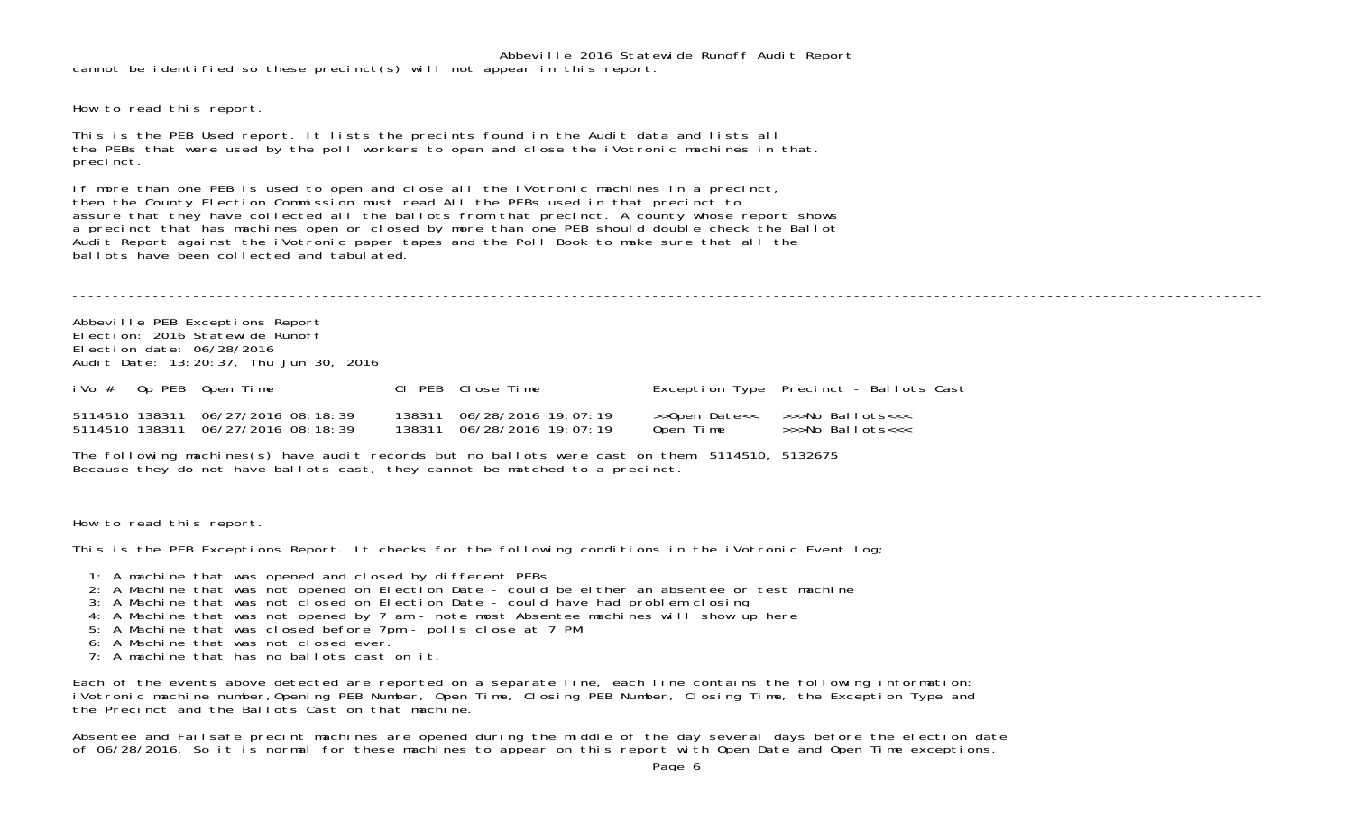cannot be identified so these precinct(s) will not appear in this report.

How to read this report.

This is the PEB Used report. It lists the precints found in the Audit data and lists all the PEBs that were used by the poll workers to open and close the iVotronic machines in that. precinct.

If more than one PEB is used to open and close all the iVotronic machines in a precinct, then the County Election Commission must read ALL the PEBs used in that precinct to assure that they have collected all the ballots from that precinct. A county whose report shows a precinct that has machines open or closed by more than one PEB should double check the Ballot Audit Report against the iVotronic paper tapes and the Poll Book to make sure that all the ballots have been collected and tabulated.

---

Abbeville PEB Exceptions Report
Election: 2016 Statewide Runoff
Election date: 06/28/2016
Audit Date: 13:20:37, Thu Jun 30, 2016

| iVo # | Op PEB | Open Time | Cl PEB | Close Time | Exception Type | Precinct - Ballots Cast |
|---|---|---|---|---|---|---|
| 5114510 | 138311 | 06/27/2016 08:18:39 | 138311 | 06/28/2016 19:07:19 | >>Open Date<< | >>>No Ballots<<< |
| 5114510 | 138311 | 06/27/2016 08:18:39 | 138311 | 06/28/2016 19:07:19 | Open Time | >>>No Ballots<<< |

The following machines(s) have audit records but no ballots were cast on them: 5114510, 5132675
Because they do not have ballots cast, they cannot be matched to a precinct.

How to read this report.

This is the PEB Exceptions Report. It checks for the following conditions in the iVotronic Event log;

1: A machine that was opened and closed by different PEBs
2: A Machine that was not opened on Election Date - could be either an absentee or test machine
3: A Machine that was not closed on Election Date - could have had problem closing
4: A Machine that was not opened by 7 am - note most Absentee machines will show up here
5: A Machine that was closed before 7pm - polls close at 7 PM
6: A Machine that was not closed ever.
7: A machine that has no ballots cast on it.

Each of the events above detected are reported on a separate line, each line contains the following information: iVotronic machine number,Opening PEB Number, Open Time, Closing PEB Number, Closing Time, the Exception Type and the Precinct and the Ballots Cast on that machine.

Absentee and Failsafe precint machines are opened during the middle of the day several days before the election date of 06/28/2016. So it is normal for these machines to appear on this report with Open Date and Open Time exceptions.